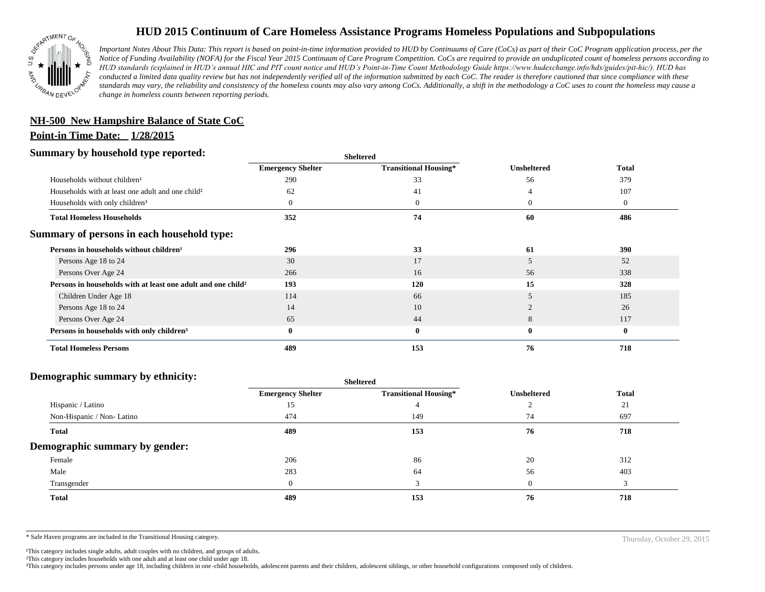# HUD 2015 Continuum of Care Homeless Assistance Programs Homeless Populations and Subpopulations

*Important Notes About This Data: This report is based on point-in-time information provided to HUD by Continuums of Care (CoCs) as part of their CoC Program application process, per the Notice of Funding Availability (NOFA) for the Fiscal Year 2015 Continuum of Care Program Competition. CoCs are required to provide an unduplicated count of homeless persons according to HUD standards (explained in HUD's annual HIC and PIT count notice and HUD's Point-in-Time Count Methodology Guide https://www.hudexchange.info/hdx/guides/pit-hic/). HUD has conducted a limited data quality review but has not independently verified all of the information submitted by each CoC. The reader is therefore cautioned that since compliance with these standards may vary, the reliability and consistency of the homeless counts may also vary among CoCs. Additionally, a shift in the methodology a CoC uses to count the homeless may cause a change in homeless counts between reporting periods.*

**NH-500 New Hampshire Balance of State CoC**

**Point-in Time Date: 1/28/2015**

## Summary by household type reported:

| | Sheltered | | | |
|---|---|---|---|---|
| | Emergency Shelter | Transitional Housing* | Unsheltered | Total |
| Households without children[1] | 290 | 33 | 56 | 379 |
| Households with at least one adult and one child[2] | 62 | 41 | 4 | 107 |
| Households with only children[3] | 0 | 0 | 0 | 0 |
| **Total Homeless Households** | **352** | **74** | **60** | **486** |

## Summary of persons in each household type:

| | Emergency Shelter | Transitional Housing* | Unsheltered | Total |
|---|---|---|---|---|
| **Persons in households without children[1]** | **296** | **33** | **61** | **390** |
| Persons Age 18 to 24 | 30 | 17 | 5 | 52 |
| Persons Over Age 24 | 266 | 16 | 56 | 338 |
| **Persons in households with at least one adult and one child[2]** | **193** | **120** | **15** | **328** |
| Children Under Age 18 | 114 | 66 | 5 | 185 |
| Persons Age 18 to 24 | 14 | 10 | 2 | 26 |
| Persons Over Age 24 | 65 | 44 | 8 | 117 |
| **Persons in households with only children[3]** | **0** | **0** | **0** | **0** |
| **Total Homeless Persons** | **489** | **153** | **76** | **718** |

## Demographic summary by ethnicity:

| | Sheltered | | | |
|---|---|---|---|---|
| | Emergency Shelter | Transitional Housing* | Unsheltered | Total |
| Hispanic / Latino | 15 | 4 | 2 | 21 |
| Non-Hispanic / Non- Latino | 474 | 149 | 74 | 697 |
| **Total** | **489** | **153** | **76** | **718** |

## Demographic summary by gender:

| | Emergency Shelter | Transitional Housing* | Unsheltered | Total |
|---|---|---|---|---|
| Female | 206 | 86 | 20 | 312 |
| Male | 283 | 64 | 56 | 403 |
| Transgender | 0 | 3 | 0 | 3 |
| **Total** | **489** | **153** | **76** | **718** |

\* Safe Haven programs are included in the Transitional Housing category.

Thursday, October 29, 2015

[1]This category includes single adults, adult couples with no children, and groups of adults.
[2]This category includes households with one adult and at least one child under age 18.
[3]This category includes persons under age 18, including children in one-child households, adolescent parents and their children, adolescent siblings, or other household configurations composed only of children.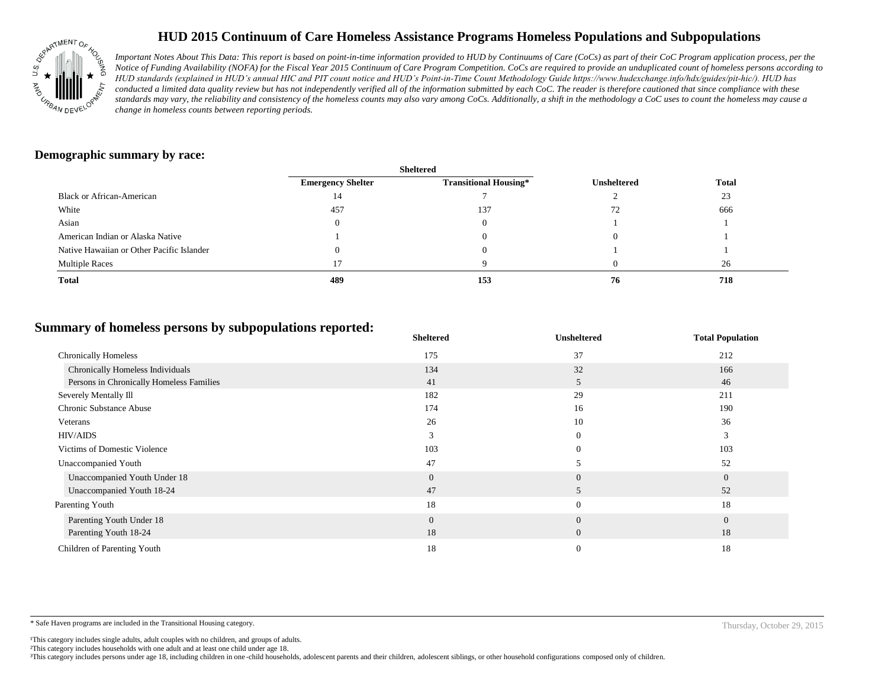# HUD 2015 Continuum of Care Homeless Assistance Programs Homeless Populations and Subpopulations

*Important Notes About This Data: This report is based on point-in-time information provided to HUD by Continuums of Care (CoCs) as part of their CoC Program application process, per the Notice of Funding Availability (NOFA) for the Fiscal Year 2015 Continuum of Care Program Competition. CoCs are required to provide an unduplicated count of homeless persons according to HUD standards (explained in HUD's annual HIC and PIT count notice and HUD's Point-in-Time Count Methodology Guide https://www.hudexchange.info/hdx/guides/pit-hic/). HUD has conducted a limited data quality review but has not independently verified all of the information submitted by each CoC. The reader is therefore cautioned that since compliance with these standards may vary, the reliability and consistency of the homeless counts may also vary among CoCs. Additionally, a shift in the methodology a CoC uses to count the homeless may cause a change in homeless counts between reporting periods.*

## Demographic summary by race:

| | Sheltered | | | |
|---|---|---|---|---|
| | Emergency Shelter | Transitional Housing* | Unsheltered | Total |
| Black or African-American | 14 | 7 | 2 | 23 |
| White | 457 | 137 | 72 | 666 |
| Asian | 0 | 0 | 1 | 1 |
| American Indian or Alaska Native | 1 | 0 | 0 | 1 |
| Native Hawaiian or Other Pacific Islander | 0 | 0 | 1 | 1 |
| Multiple Races | 17 | 9 | 0 | 26 |
| **Total** | **489** | **153** | **76** | **718** |

## Summary of homeless persons by subpopulations reported:

| | Sheltered | Unsheltered | Total Population |
|---|---|---|---|
| Chronically Homeless | 175 | 37 | 212 |
| Chronically Homeless Individuals | 134 | 32 | 166 |
| Persons in Chronically Homeless Families | 41 | 5 | 46 |
| Severely Mentally Ill | 182 | 29 | 211 |
| Chronic Substance Abuse | 174 | 16 | 190 |
| Veterans | 26 | 10 | 36 |
| HIV/AIDS | 3 | 0 | 3 |
| Victims of Domestic Violence | 103 | 0 | 103 |
| Unaccompanied Youth | 47 | 5 | 52 |
| Unaccompanied Youth Under 18 | 0 | 0 | 0 |
| Unaccompanied Youth 18-24 | 47 | 5 | 52 |
| Parenting Youth | 18 | 0 | 18 |
| Parenting Youth Under 18 | 0 | 0 | 0 |
| Parenting Youth 18-24 | 18 | 0 | 18 |
| Children of Parenting Youth | 18 | 0 | 18 |

* Safe Haven programs are included in the Transitional Housing category.

Thursday, October 29, 2015

[1]This category includes single adults, adult couples with no children, and groups of adults.
[2]This category includes households with one adult and at least one child under age 18.
[3]This category includes persons under age 18, including children in one-child households, adolescent parents and their children, adolescent siblings, or other household configurations composed only of children.